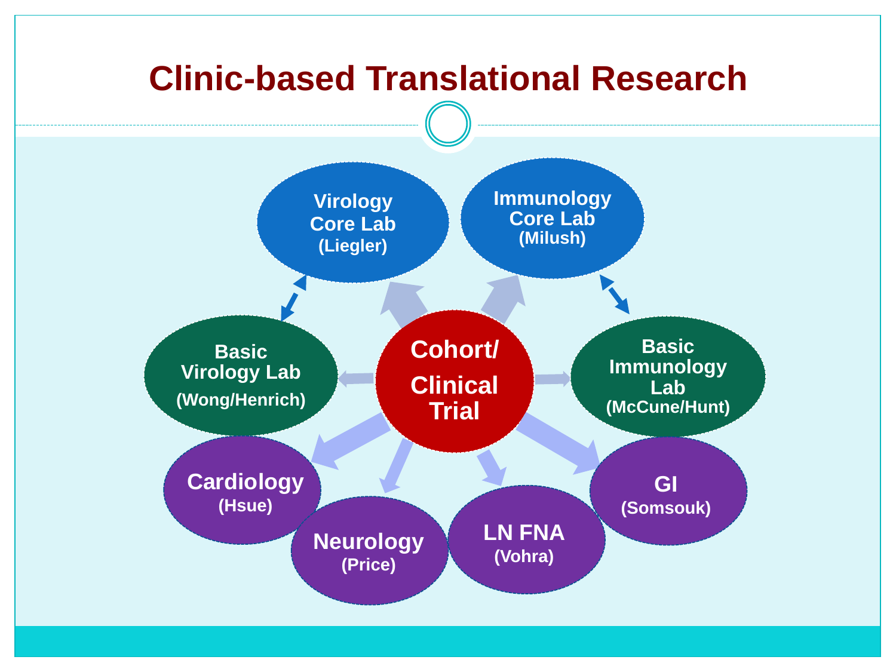# Clinic-based Translational Research

**Cohort/ Clinical Trial**

- **Virology Core Lab** (Liegler)
- **Immunology Core Lab** (Milush)
- **Basic Virology Lab** (Wong/Henrich)
- **Basic Immunology Lab** (McCune/Hunt)
- **Cardiology** (Hsue)
- **Neurology** (Price)
- **LN FNA** (Vohra)
- **GI** (Somsouk)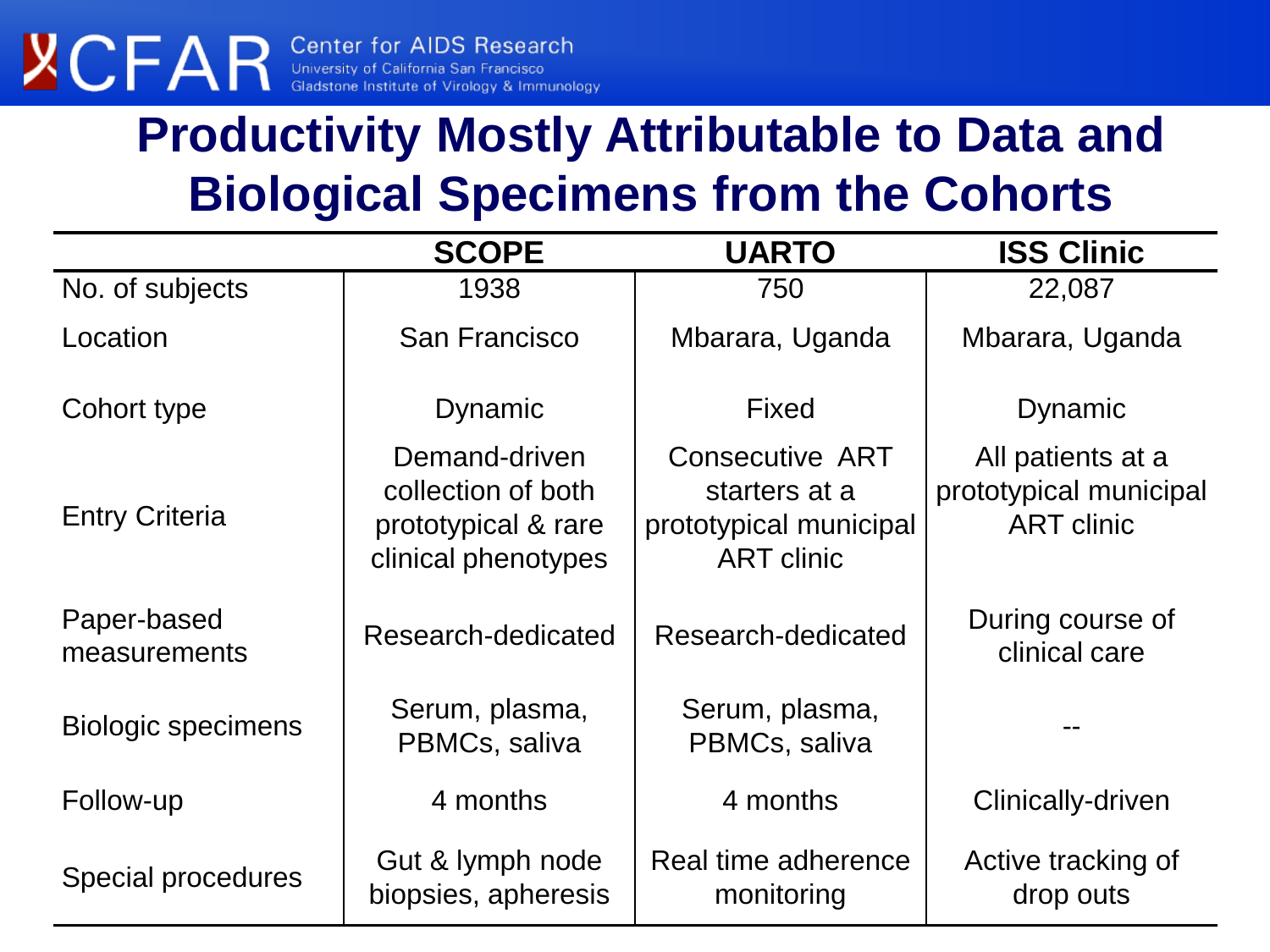# Productivity Mostly Attributable to Data and Biological Specimens from the Cohorts

| | SCOPE | UARTO | ISS Clinic |
|---|---|---|---|
| No. of subjects | 1938 | 750 | 22,087 |
| Location | San Francisco | Mbarara, Uganda | Mbarara, Uganda |
| Cohort type | Dynamic | Fixed | Dynamic |
| Entry Criteria | Demand-driven collection of both prototypical & rare clinical phenotypes | Consecutive ART starters at a prototypical municipal ART clinic | All patients at a prototypical municipal ART clinic |
| Paper-based measurements | Research-dedicated | Research-dedicated | During course of clinical care |
| Biologic specimens | Serum, plasma, PBMCs, saliva | Serum, plasma, PBMCs, saliva | -- |
| Follow-up | 4 months | 4 months | Clinically-driven |
| Special procedures | Gut & lymph node biopsies, apheresis | Real time adherence monitoring | Active tracking of drop outs |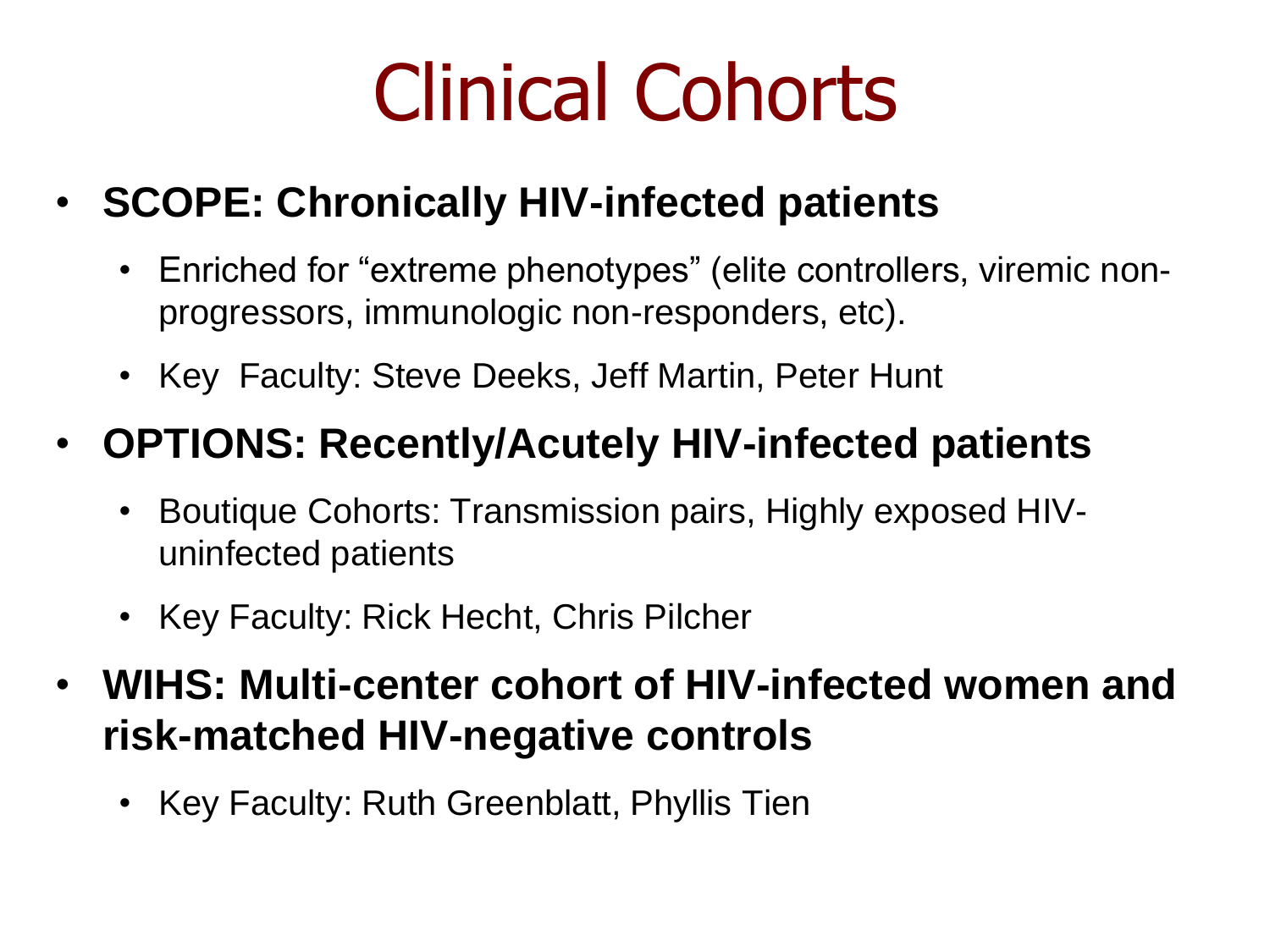# Clinical Cohorts

- **SCOPE: Chronically HIV-infected patients**
  - Enriched for "extreme phenotypes" (elite controllers, viremic non-progressors, immunologic non-responders, etc).
  - Key Faculty: Steve Deeks, Jeff Martin, Peter Hunt
- **OPTIONS: Recently/Acutely HIV-infected patients**
  - Boutique Cohorts: Transmission pairs, Highly exposed HIV-uninfected patients
  - Key Faculty: Rick Hecht, Chris Pilcher
- **WIHS: Multi-center cohort of HIV-infected women and risk-matched HIV-negative controls**
  - Key Faculty: Ruth Greenblatt, Phyllis Tien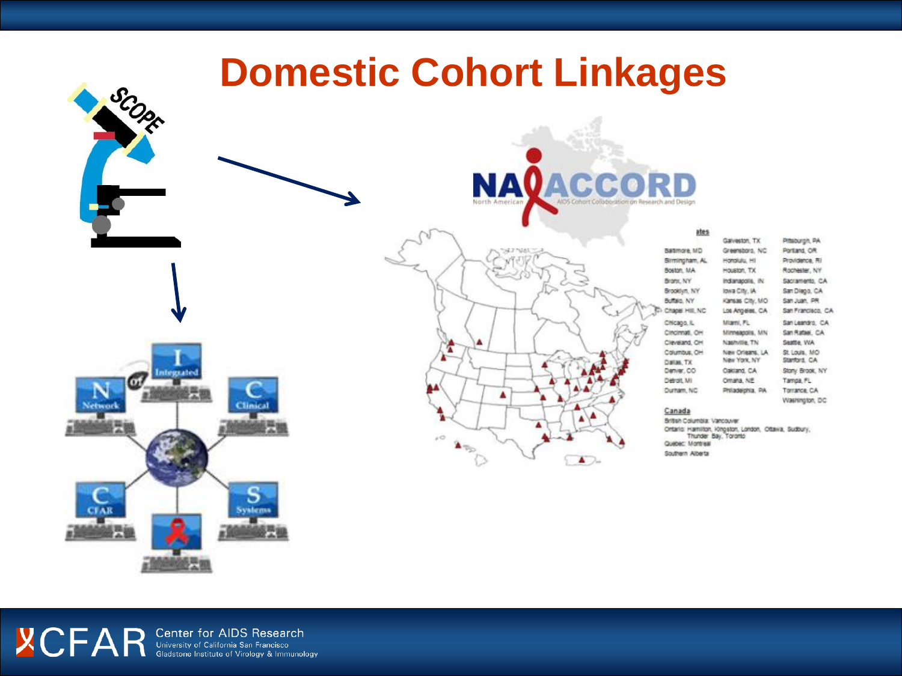# Domestic Cohort Linkages

SCOPE

Network
Integrated
Clinical
CFAR
Systems

NA-ACCORD
North American AIDS Cohort Collaboration on Research and Design

**ates**

Baltimore, MD
Birmingham, AL
Boston, MA
Bronx, NY
Brooklyn, NY
Buffalo, NY
Chapel Hill, NC
Chicago, IL
Cincinnati, OH
Cleveland, OH
Columbus, OH
Dallas, TX
Denver, CO
Detroit, MI
Durham, NC
Galveston, TX
Greensboro, NC
Honolulu, HI
Houston, TX
Indianapolis, IN
Iowa City, IA
Kansas City, MO
Los Angeles, CA
Miami, FL
Minneapolis, MN
Nashville, TN
New Orleans, LA
New York, NY
Oakland, CA
Omaha, NE
Philadelphia, PA
Pittsburgh, PA
Portland, OR
Providence, RI
Rochester, NY
Sacramento, CA
San Diego, CA
San Juan, PR
San Francisco, CA
San Leandro, CA
San Rafael, CA
Seattle, WA
St. Louis, MO
Stanford, CA
Stony Brook, NY
Tampa, FL
Torrance, CA
Washington, DC

**Canada**

British Columbia: Vancouver
Ontario: Hamilton, Kingston, London, Ottawa, Sudbury, Thunder Bay, Toronto
Quebec: Montreal
Southern Alberta

CFAR Center for AIDS Research
University of California San Francisco
Gladstone Institute of Virology & Immunology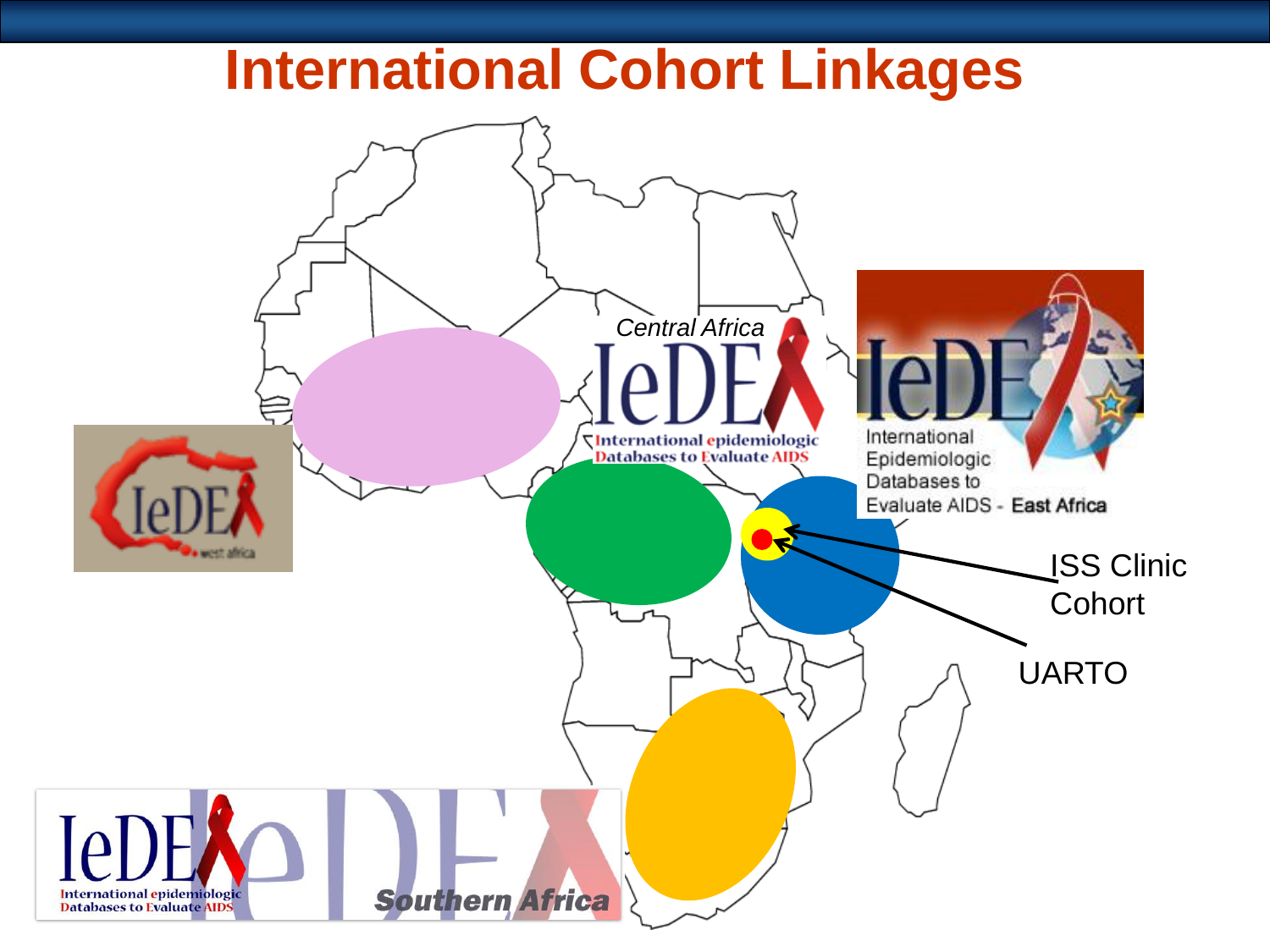# International Cohort Linkages

*Central Africa*

IeDEA International epidemiologic Databases to Evaluate AIDS

IeDEA International Epidemiologic Databases to Evaluate AIDS - East Africa

IeDEA west africa

ISS Clinic Cohort

UARTO

IeDEA International epidemiologic Databases to Evaluate AIDS

*Southern Africa*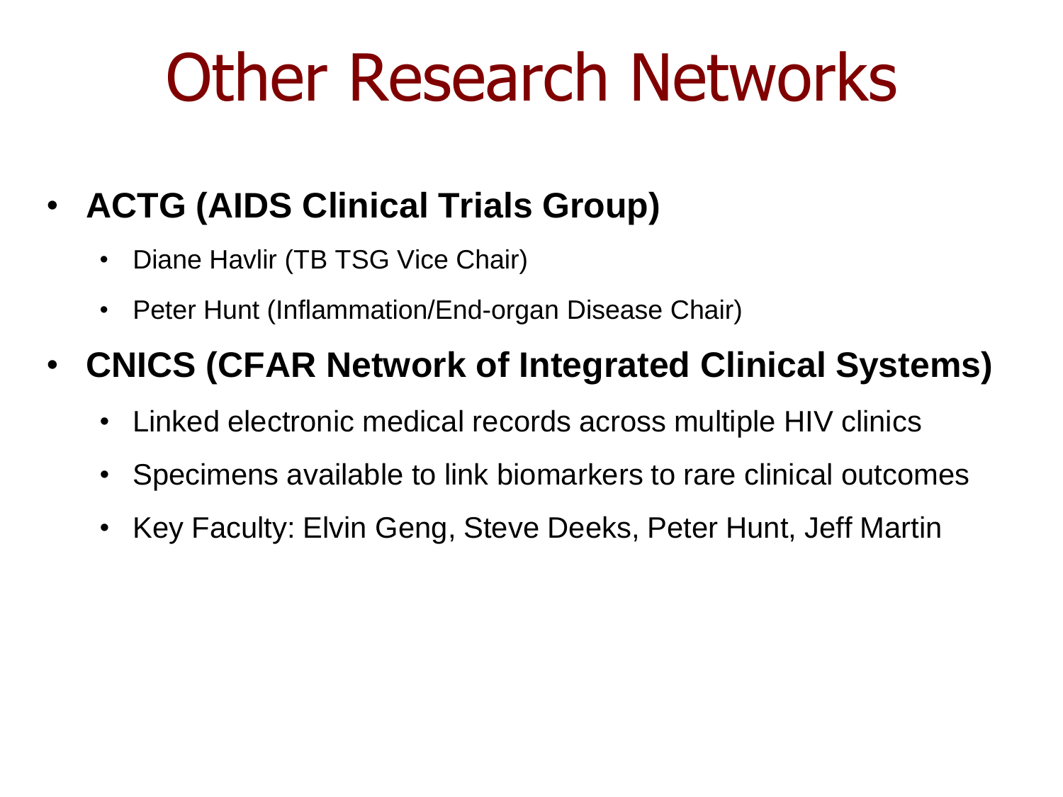# Other Research Networks

- **ACTG (AIDS Clinical Trials Group)**
  - Diane Havlir (TB TSG Vice Chair)
  - Peter Hunt (Inflammation/End-organ Disease Chair)
- **CNICS (CFAR Network of Integrated Clinical Systems)**
  - Linked electronic medical records across multiple HIV clinics
  - Specimens available to link biomarkers to rare clinical outcomes
  - Key Faculty: Elvin Geng, Steve Deeks, Peter Hunt, Jeff Martin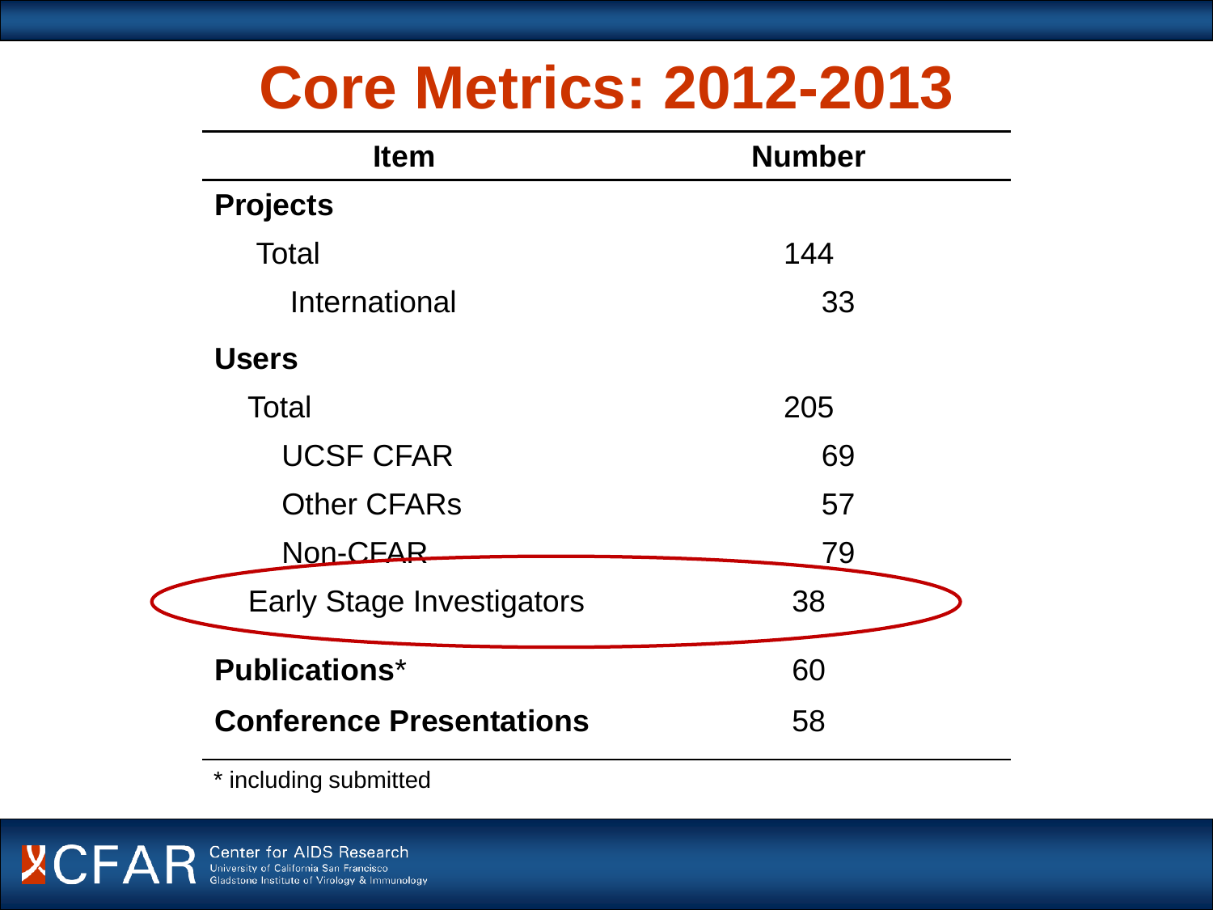# Core Metrics: 2012-2013

| Item | Number |
|---|---|
| **Projects** | |
| Total | 144 |
| International | 33 |
| **Users** | |
| Total | 205 |
| UCSF CFAR | 69 |
| Other CFARs | 57 |
| Non-CFAR | 79 |
| Early Stage Investigators | 38 |
| **Publications*** | 60 |
| **Conference Presentations** | 58 |

* including submitted

CFAR Center for AIDS Research
University of California San Francisco
Gladstone Institute of Virology & Immunology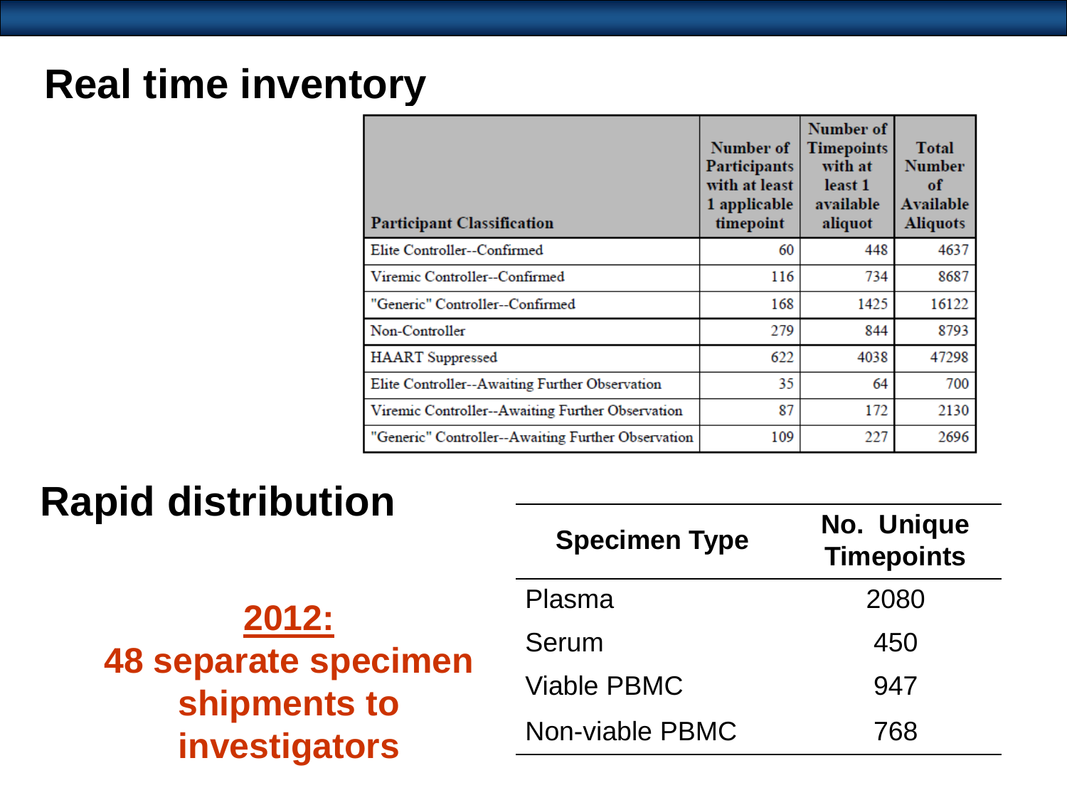## Real time inventory

| Participant Classification | Number of Participants with at least 1 applicable timepoint | Number of Timepoints with at least 1 available aliquot | Total Number of Available Aliquots |
|---|---|---|---|
| Elite Controller--Confirmed | 60 | 448 | 4637 |
| Viremic Controller--Confirmed | 116 | 734 | 8687 |
| "Generic" Controller--Confirmed | 168 | 1425 | 16122 |
| Non-Controller | 279 | 844 | 8793 |
| HAART Suppressed | 622 | 4038 | 47298 |
| Elite Controller--Awaiting Further Observation | 35 | 64 | 700 |
| Viremic Controller--Awaiting Further Observation | 87 | 172 | 2130 |
| "Generic" Controller--Awaiting Further Observation | 109 | 227 | 2696 |

## Rapid distribution

**2012:**
**48 separate specimen shipments to investigators**

| Specimen Type | No. Unique Timepoints |
|---|---|
| Plasma | 2080 |
| Serum | 450 |
| Viable PBMC | 947 |
| Non-viable PBMC | 768 |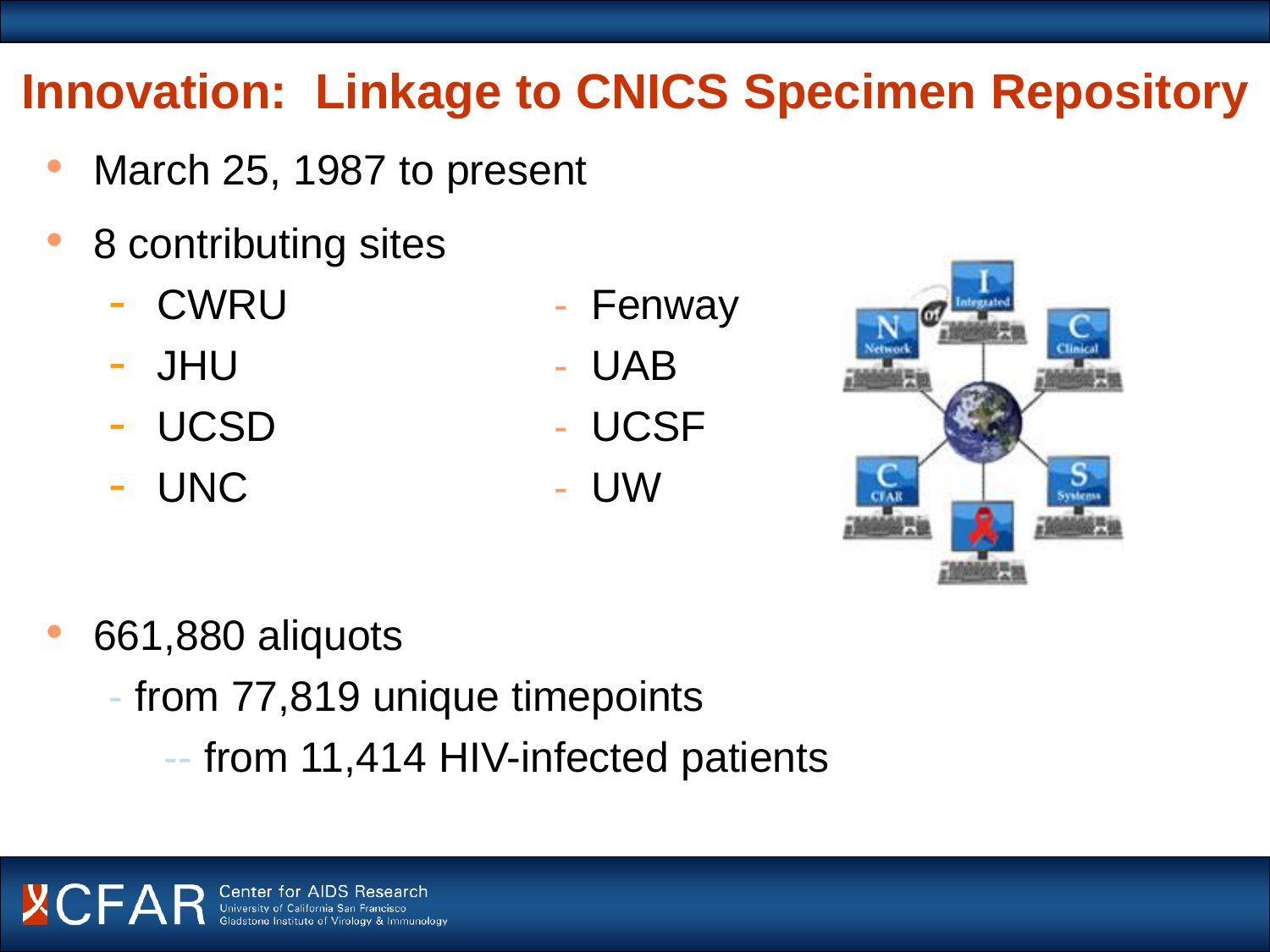# Innovation: Linkage to CNICS Specimen Repository

- March 25, 1987 to present
- 8 contributing sites
  - CWRU
  - JHU
  - UCSD
  - UNC
  - Fenway
  - UAB
  - UCSF
  - UW
- 661,880 aliquots
  - from 77,819 unique timepoints
    - from 11,414 HIV-infected patients